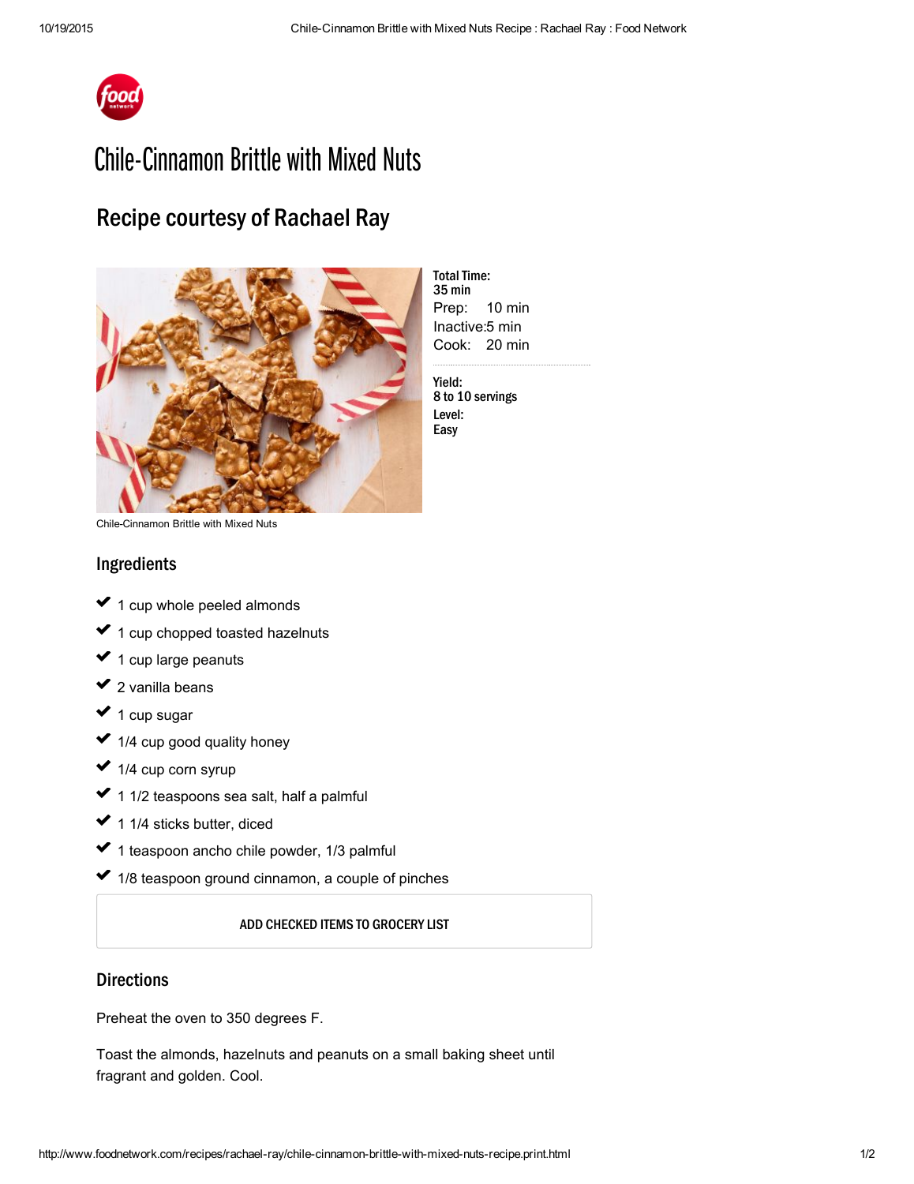# Chile-Cinnamon Brittle with Mixed Nuts

## Recipe courtesy of Rachael Ray

Chile-Cinnamon Brittle with Mixed Nuts

**Total Time:**
**35 min**
Prep: 10 min
Inactive: 5 min
Cook: 20 min

**Yield:**
**8 to 10 servings**
**Level:**
**Easy**

### Ingredients

- 1 cup whole peeled almonds
- 1 cup chopped toasted hazelnuts
- 1 cup large peanuts
- 2 vanilla beans
- 1 cup sugar
- 1/4 cup good quality honey
- 1/4 cup corn syrup
- 1 1/2 teaspoons sea salt, half a palmful
- 1 1/4 sticks butter, diced
- 1 teaspoon ancho chile powder, 1/3 palmful
- 1/8 teaspoon ground cinnamon, a couple of pinches

ADD CHECKED ITEMS TO GROCERY LIST

### Directions

Preheat the oven to 350 degrees F.

Toast the almonds, hazelnuts and peanuts on a small baking sheet until fragrant and golden. Cool.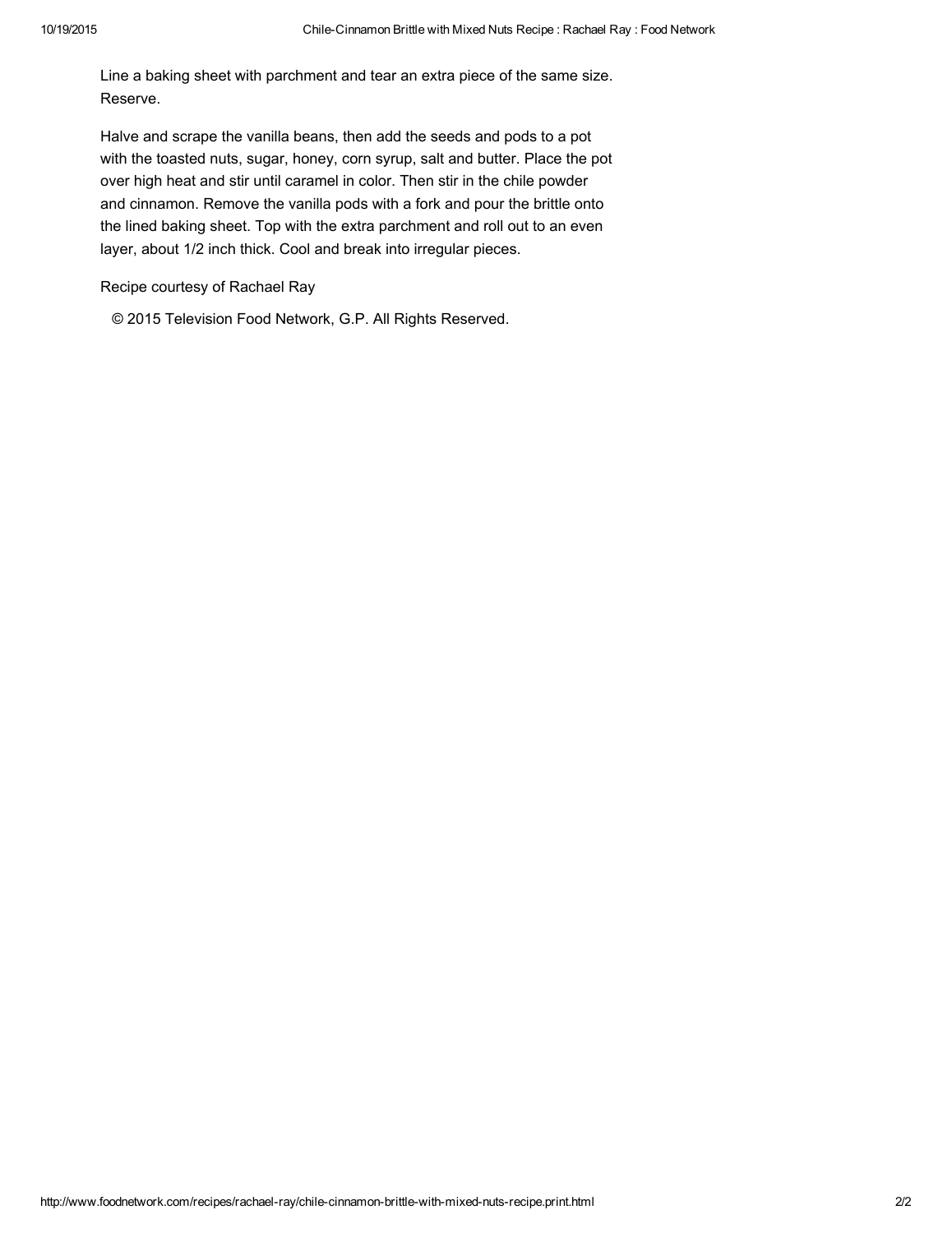Line a baking sheet with parchment and tear an extra piece of the same size. Reserve.

Halve and scrape the vanilla beans, then add the seeds and pods to a pot with the toasted nuts, sugar, honey, corn syrup, salt and butter. Place the pot over high heat and stir until caramel in color. Then stir in the chile powder and cinnamon. Remove the vanilla pods with a fork and pour the brittle onto the lined baking sheet. Top with the extra parchment and roll out to an even layer, about 1/2 inch thick. Cool and break into irregular pieces.

Recipe courtesy of Rachael Ray

© 2015 Television Food Network, G.P. All Rights Reserved.